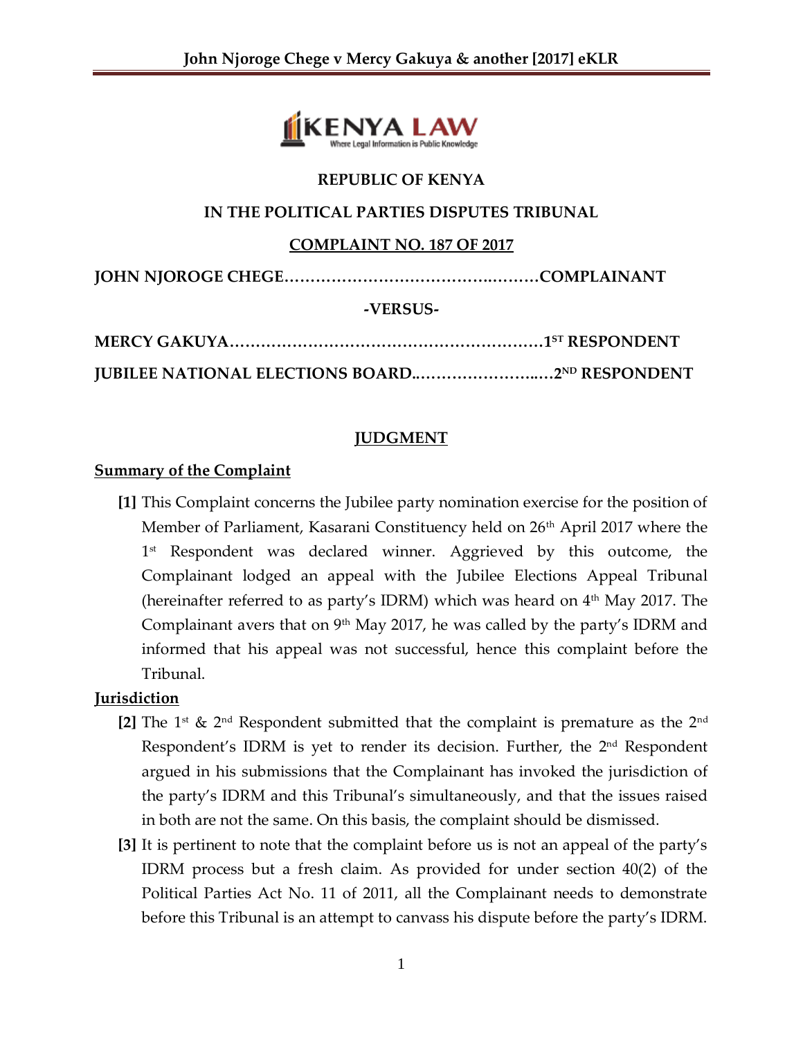**REPUBLIC OF KENYA**

**IN THE POLITICAL PARTIES DISPUTES TRIBUNAL**

**COMPLAINT NO. 187 OF 2017**

**JOHN NJOROGE CHEGE……………………………………..………COMPLAINANT**

**-VERSUS-**

**MERCY GAKUYA……………………………………………………1ST RESPONDENT**

**JUBILEE NATIONAL ELECTIONS BOARD..……………………..…2ND RESPONDENT**

## JUDGMENT

### Summary of the Complaint

**[1]** This Complaint concerns the Jubilee party nomination exercise for the position of Member of Parliament, Kasarani Constituency held on 26th April 2017 where the 1st Respondent was declared winner. Aggrieved by this outcome, the Complainant lodged an appeal with the Jubilee Elections Appeal Tribunal (hereinafter referred to as party's IDRM) which was heard on 4th May 2017. The Complainant avers that on 9th May 2017, he was called by the party's IDRM and informed that his appeal was not successful, hence this complaint before the Tribunal.

### Jurisdiction

**[2]** The 1st & 2nd Respondent submitted that the complaint is premature as the 2nd Respondent's IDRM is yet to render its decision. Further, the 2nd Respondent argued in his submissions that the Complainant has invoked the jurisdiction of the party's IDRM and this Tribunal's simultaneously, and that the issues raised in both are not the same. On this basis, the complaint should be dismissed.

**[3]** It is pertinent to note that the complaint before us is not an appeal of the party's IDRM process but a fresh claim. As provided for under section 40(2) of the Political Parties Act No. 11 of 2011, all the Complainant needs to demonstrate before this Tribunal is an attempt to canvass his dispute before the party's IDRM.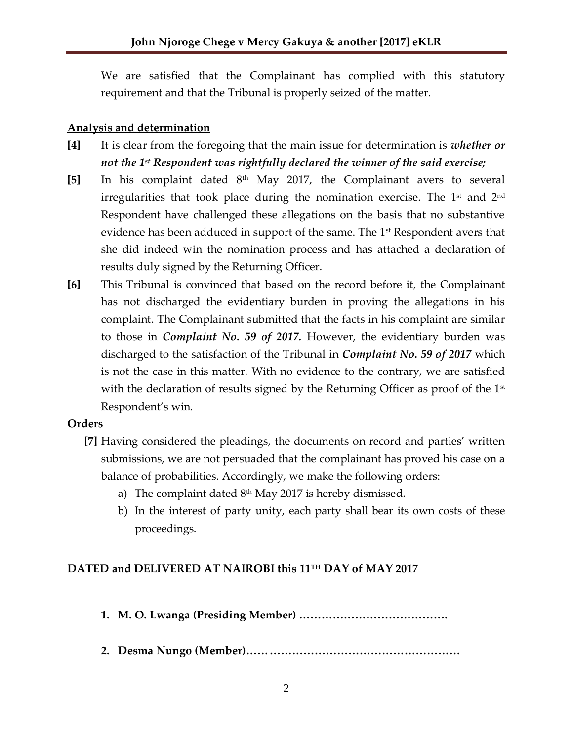We are satisfied that the Complainant has complied with this statutory requirement and that the Tribunal is properly seized of the matter.

## Analysis and determination

**[4]** It is clear from the foregoing that the main issue for determination is ***whether or not the 1st Respondent was rightfully declared the winner of the said exercise;***

**[5]** In his complaint dated 8th May 2017, the Complainant avers to several irregularities that took place during the nomination exercise. The 1st and 2nd Respondent have challenged these allegations on the basis that no substantive evidence has been adduced in support of the same. The 1st Respondent avers that she did indeed win the nomination process and has attached a declaration of results duly signed by the Returning Officer.

**[6]** This Tribunal is convinced that based on the record before it, the Complainant has not discharged the evidentiary burden in proving the allegations in his complaint. The Complainant submitted that the facts in his complaint are similar to those in ***Complaint No. 59 of 2017.*** However, the evidentiary burden was discharged to the satisfaction of the Tribunal in ***Complaint No. 59 of 2017*** which is not the case in this matter. With no evidence to the contrary, we are satisfied with the declaration of results signed by the Returning Officer as proof of the 1st Respondent's win.

## Orders

**[7]** Having considered the pleadings, the documents on record and parties' written submissions, we are not persuaded that the complainant has proved his case on a balance of probabilities. Accordingly, we make the following orders:

a) The complaint dated 8th May 2017 is hereby dismissed.

b) In the interest of party unity, each party shall bear its own costs of these proceedings.

**DATED and DELIVERED AT NAIROBI this 11TH DAY of MAY 2017**

1. **M. O. Lwanga (Presiding Member) ………………………………….**

2. **Desma Nungo (Member)……………………………………………………**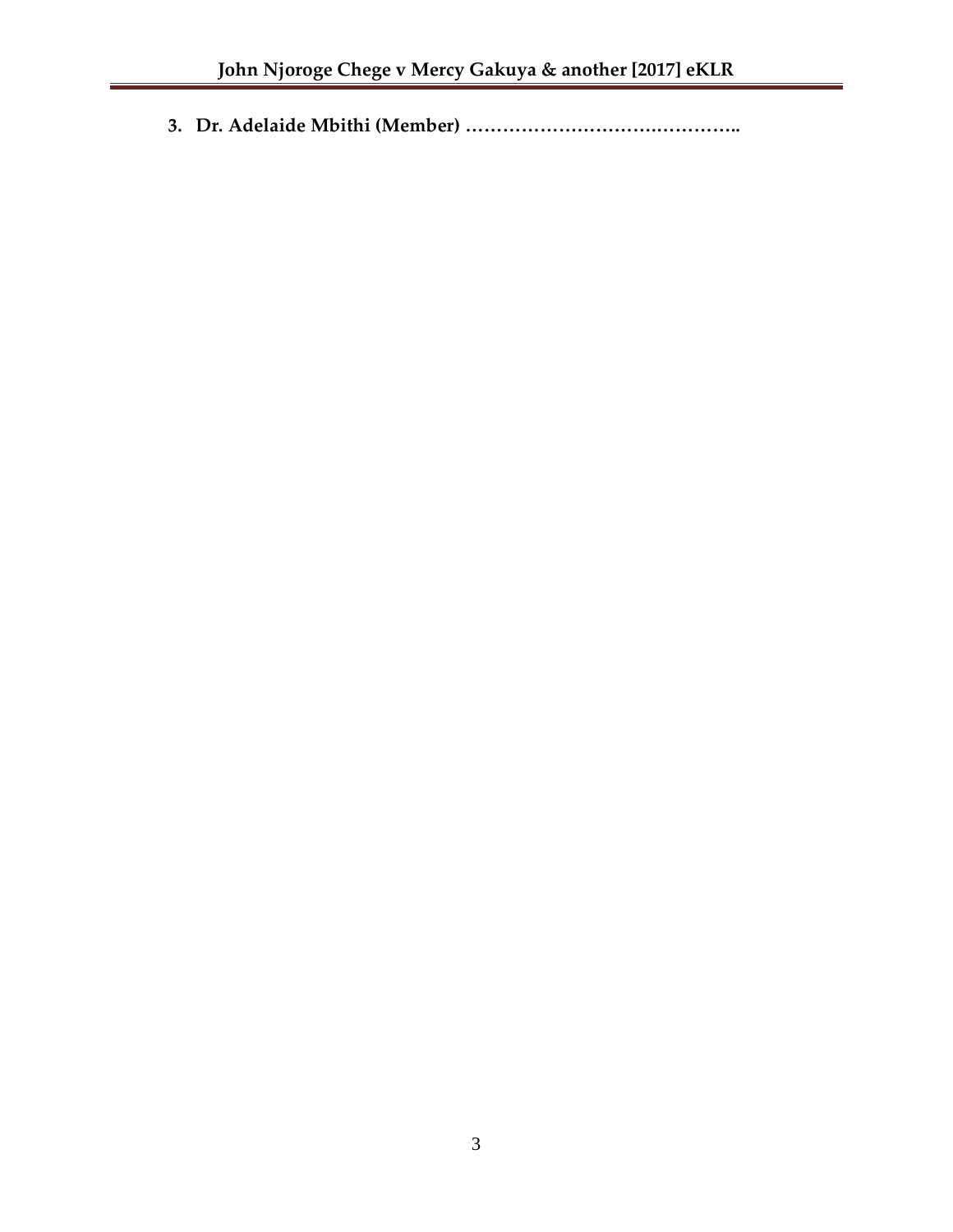3. **Dr. Adelaide Mbithi (Member) …………………………….……………..**